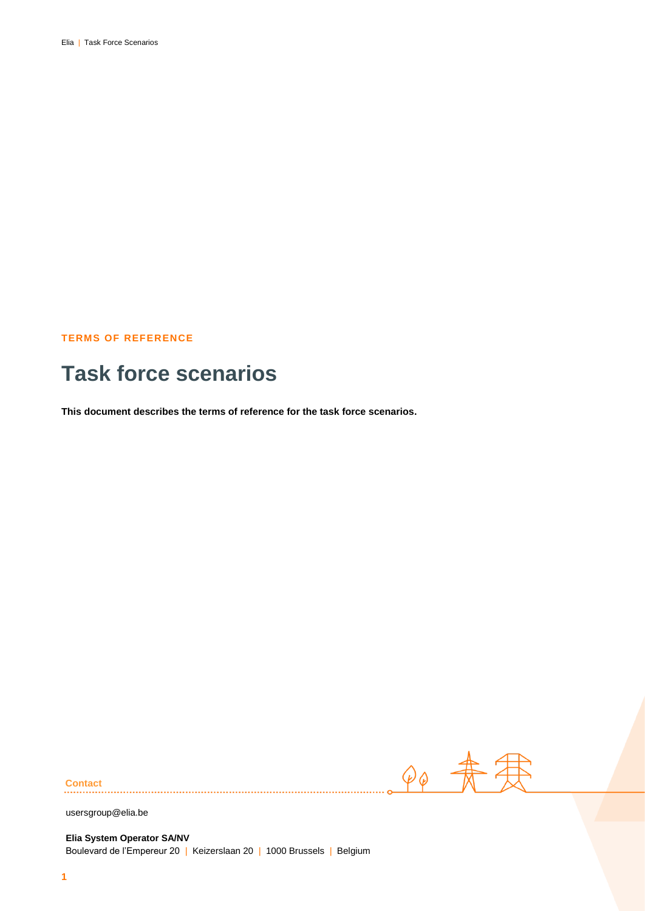TERMS OF REFERENCE

# Task force scenarios

**This document describes the terms of reference for the task force scenarios.**

**Contact**

usersgroup@elia.be

**Elia System Operator SA/NV**
Boulevard de l'Empereur 20 | Keizerslaan 20 | 1000 Brussels | Belgium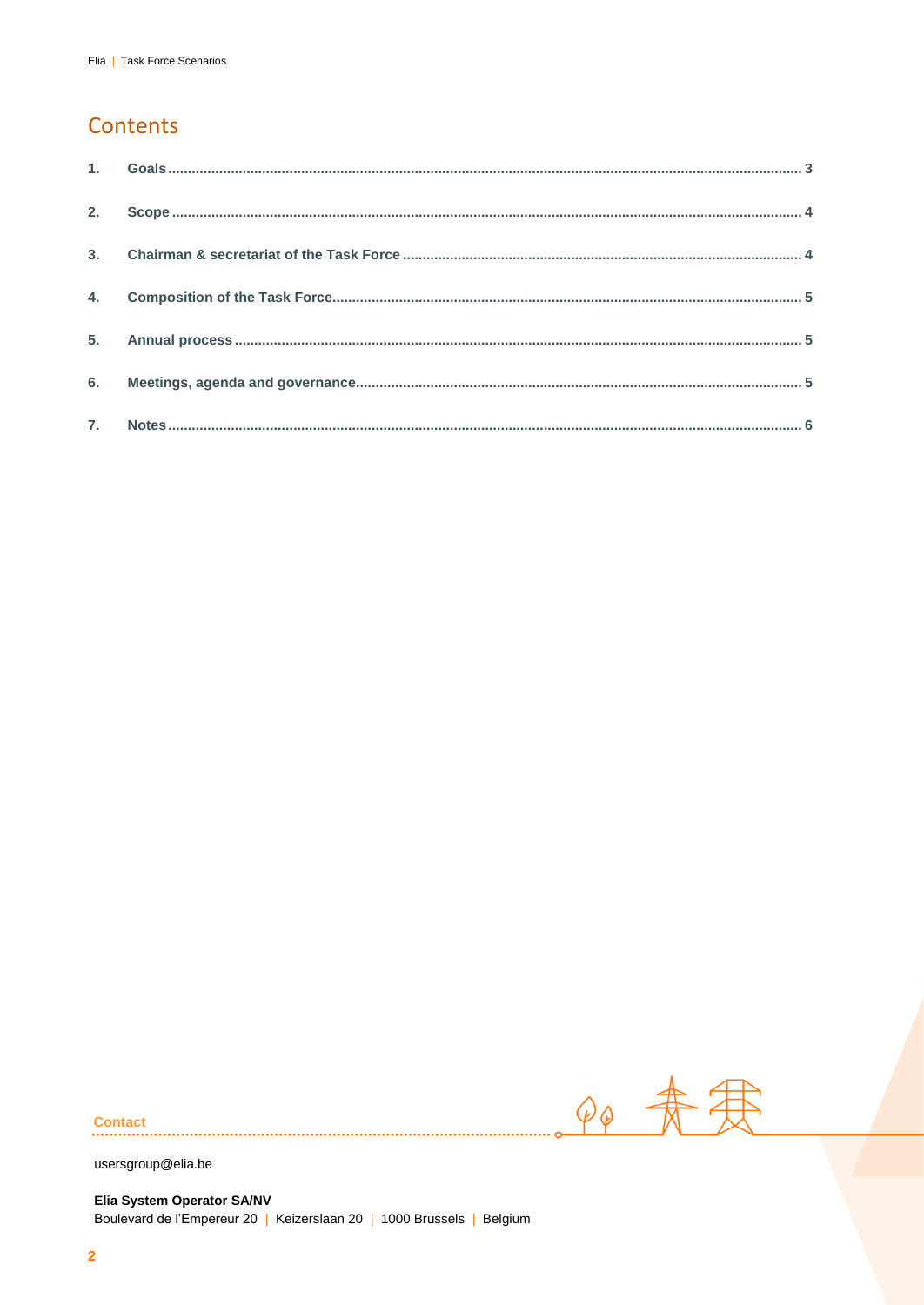# Contents

1. **Goals** .... 3
2. **Scope** .... 4
3. **Chairman & secretariat of the Task Force** .... 4
4. **Composition of the Task Force** .... 5
5. **Annual process** .... 5
6. **Meetings, agenda and governance** .... 5
7. **Notes** .... 6

**Contact**

usersgroup@elia.be

**Elia System Operator SA/NV**
Boulevard de l'Empereur 20 | Keizerslaan 20 | 1000 Brussels | Belgium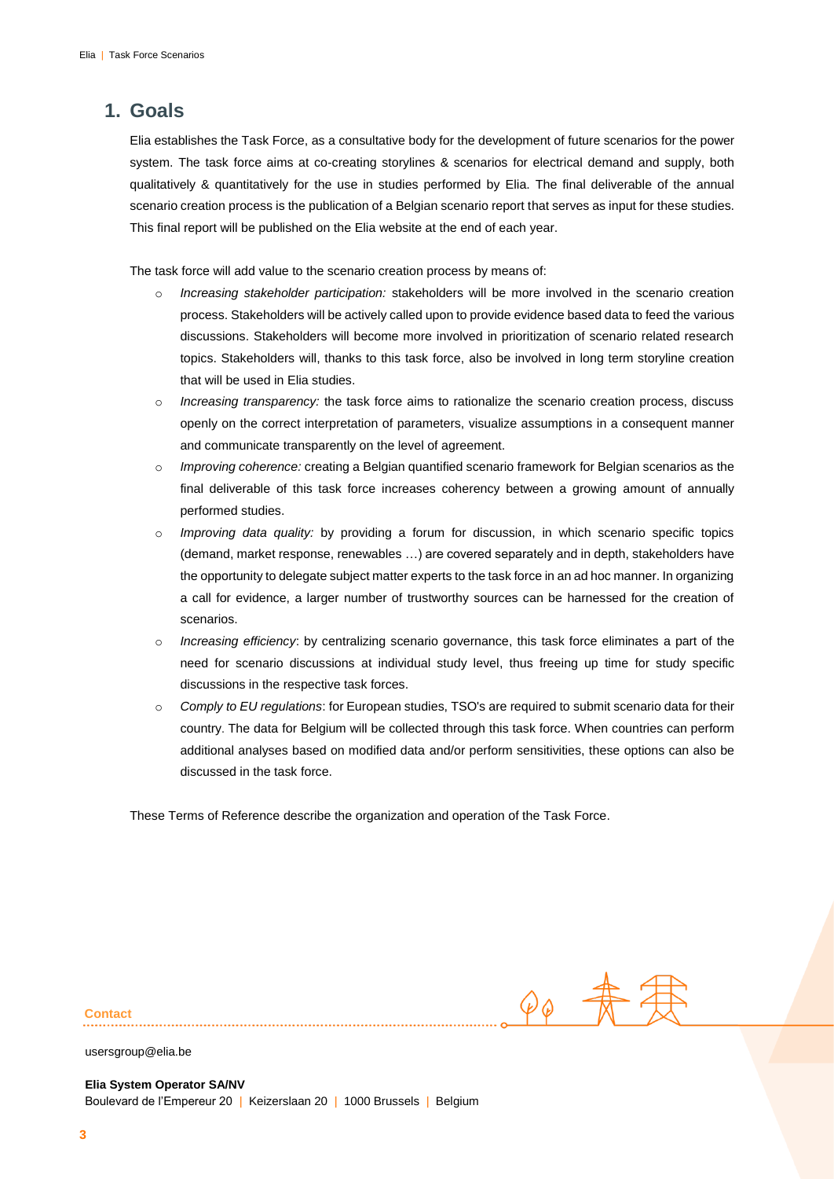# 1. Goals

Elia establishes the Task Force, as a consultative body for the development of future scenarios for the power system. The task force aims at co-creating storylines & scenarios for electrical demand and supply, both qualitatively & quantitatively for the use in studies performed by Elia. The final deliverable of the annual scenario creation process is the publication of a Belgian scenario report that serves as input for these studies. This final report will be published on the Elia website at the end of each year.

The task force will add value to the scenario creation process by means of:

- *Increasing stakeholder participation:* stakeholders will be more involved in the scenario creation process. Stakeholders will be actively called upon to provide evidence based data to feed the various discussions. Stakeholders will become more involved in prioritization of scenario related research topics. Stakeholders will, thanks to this task force, also be involved in long term storyline creation that will be used in Elia studies.
- *Increasing transparency:* the task force aims to rationalize the scenario creation process, discuss openly on the correct interpretation of parameters, visualize assumptions in a consequent manner and communicate transparently on the level of agreement.
- *Improving coherence:* creating a Belgian quantified scenario framework for Belgian scenarios as the final deliverable of this task force increases coherency between a growing amount of annually performed studies.
- *Improving data quality:* by providing a forum for discussion, in which scenario specific topics (demand, market response, renewables …) are covered separately and in depth, stakeholders have the opportunity to delegate subject matter experts to the task force in an ad hoc manner. In organizing a call for evidence, a larger number of trustworthy sources can be harnessed for the creation of scenarios.
- *Increasing efficiency*: by centralizing scenario governance, this task force eliminates a part of the need for scenario discussions at individual study level, thus freeing up time for study specific discussions in the respective task forces.
- *Comply to EU regulations*: for European studies, TSO's are required to submit scenario data for their country. The data for Belgium will be collected through this task force. When countries can perform additional analyses based on modified data and/or perform sensitivities, these options can also be discussed in the task force.

These Terms of Reference describe the organization and operation of the Task Force.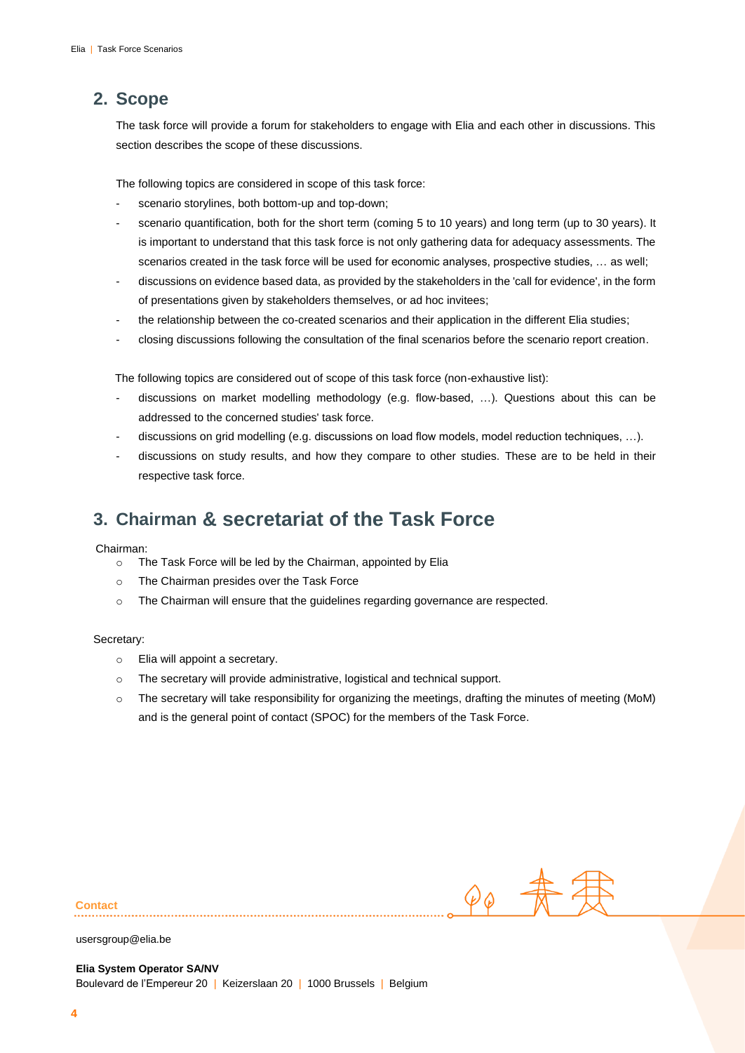## 2. Scope

The task force will provide a forum for stakeholders to engage with Elia and each other in discussions. This section describes the scope of these discussions.

The following topics are considered in scope of this task force:

- scenario storylines, both bottom-up and top-down;
- scenario quantification, both for the short term (coming 5 to 10 years) and long term (up to 30 years). It is important to understand that this task force is not only gathering data for adequacy assessments. The scenarios created in the task force will be used for economic analyses, prospective studies, … as well;
- discussions on evidence based data, as provided by the stakeholders in the 'call for evidence', in the form of presentations given by stakeholders themselves, or ad hoc invitees;
- the relationship between the co-created scenarios and their application in the different Elia studies;
- closing discussions following the consultation of the final scenarios before the scenario report creation.

The following topics are considered out of scope of this task force (non-exhaustive list):

- discussions on market modelling methodology (e.g. flow-based, …). Questions about this can be addressed to the concerned studies' task force.
- discussions on grid modelling (e.g. discussions on load flow models, model reduction techniques, …).
- discussions on study results, and how they compare to other studies. These are to be held in their respective task force.

## 3. Chairman & secretariat of the Task Force

Chairman:

- The Task Force will be led by the Chairman, appointed by Elia
- The Chairman presides over the Task Force
- The Chairman will ensure that the guidelines regarding governance are respected.

Secretary:

- Elia will appoint a secretary.
- The secretary will provide administrative, logistical and technical support.
- The secretary will take responsibility for organizing the meetings, drafting the minutes of meeting (MoM) and is the general point of contact (SPOC) for the members of the Task Force.

**Contact**

usersgroup@elia.be

**Elia System Operator SA/NV**
Boulevard de l'Empereur 20 | Keizerslaan 20 | 1000 Brussels | Belgium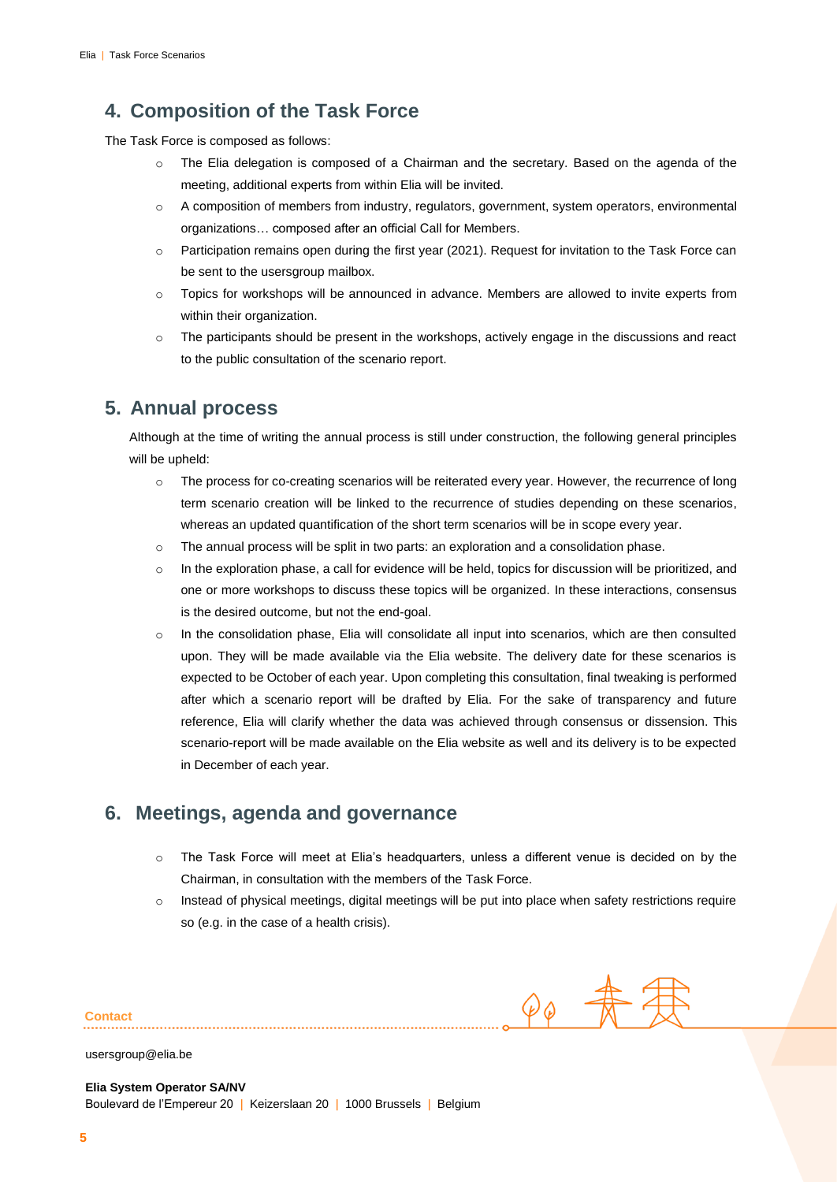## 4. Composition of the Task Force

The Task Force is composed as follows:

- The Elia delegation is composed of a Chairman and the secretary. Based on the agenda of the meeting, additional experts from within Elia will be invited.
- A composition of members from industry, regulators, government, system operators, environmental organizations… composed after an official Call for Members.
- Participation remains open during the first year (2021). Request for invitation to the Task Force can be sent to the usersgroup mailbox.
- Topics for workshops will be announced in advance. Members are allowed to invite experts from within their organization.
- The participants should be present in the workshops, actively engage in the discussions and react to the public consultation of the scenario report.

## 5. Annual process

Although at the time of writing the annual process is still under construction, the following general principles will be upheld:

- The process for co-creating scenarios will be reiterated every year. However, the recurrence of long term scenario creation will be linked to the recurrence of studies depending on these scenarios, whereas an updated quantification of the short term scenarios will be in scope every year.
- The annual process will be split in two parts: an exploration and a consolidation phase.
- In the exploration phase, a call for evidence will be held, topics for discussion will be prioritized, and one or more workshops to discuss these topics will be organized. In these interactions, consensus is the desired outcome, but not the end-goal.
- In the consolidation phase, Elia will consolidate all input into scenarios, which are then consulted upon. They will be made available via the Elia website. The delivery date for these scenarios is expected to be October of each year. Upon completing this consultation, final tweaking is performed after which a scenario report will be drafted by Elia. For the sake of transparency and future reference, Elia will clarify whether the data was achieved through consensus or dissension. This scenario-report will be made available on the Elia website as well and its delivery is to be expected in December of each year.

## 6. Meetings, agenda and governance

- The Task Force will meet at Elia's headquarters, unless a different venue is decided on by the Chairman, in consultation with the members of the Task Force.
- Instead of physical meetings, digital meetings will be put into place when safety restrictions require so (e.g. in the case of a health crisis).

**Contact**

usersgroup@elia.be

**Elia System Operator SA/NV**
Boulevard de l'Empereur 20 | Keizerslaan 20 | 1000 Brussels | Belgium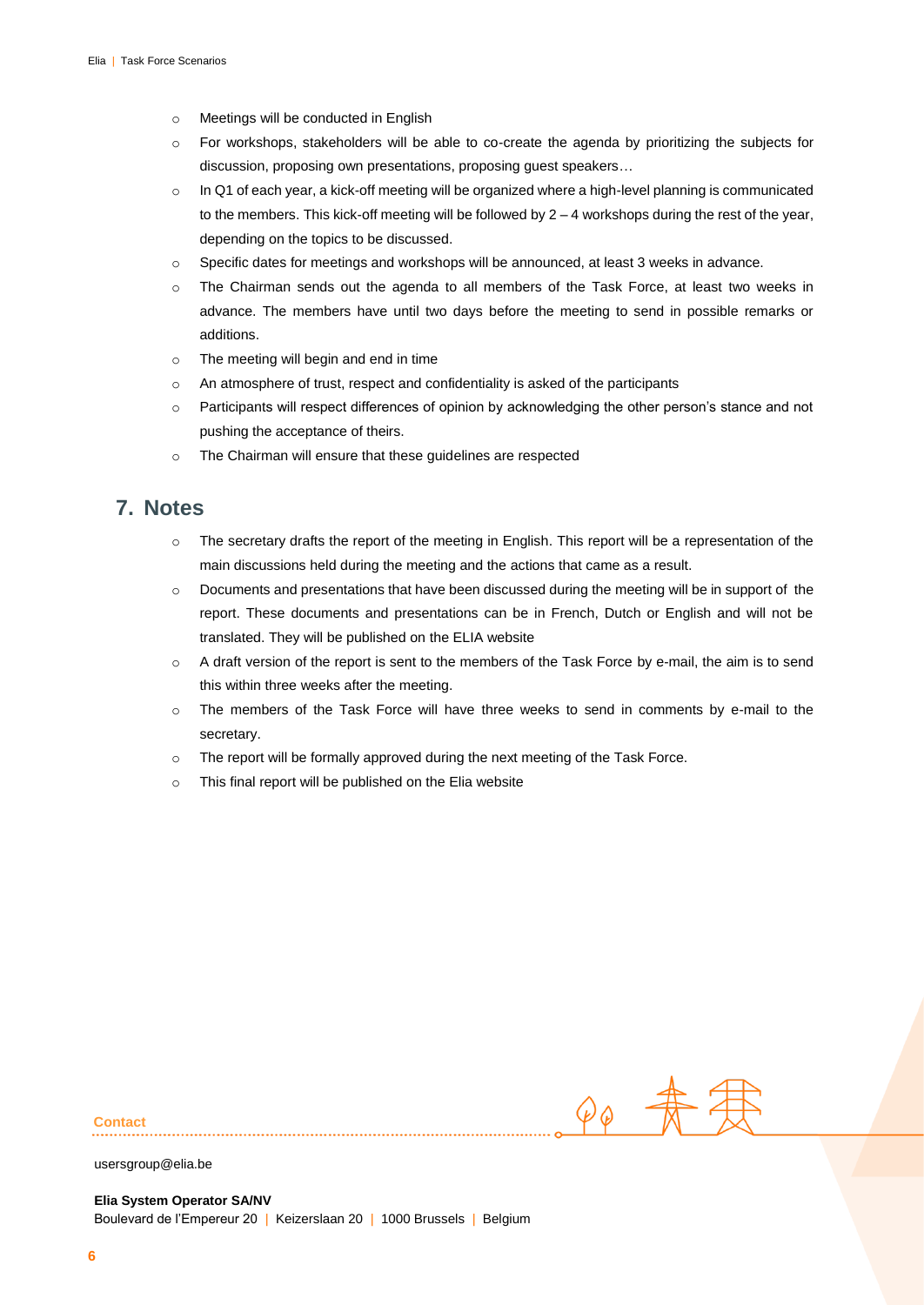- Meetings will be conducted in English
- For workshops, stakeholders will be able to co-create the agenda by prioritizing the subjects for discussion, proposing own presentations, proposing guest speakers…
- In Q1 of each year, a kick-off meeting will be organized where a high-level planning is communicated to the members. This kick-off meeting will be followed by 2 – 4 workshops during the rest of the year, depending on the topics to be discussed.
- Specific dates for meetings and workshops will be announced, at least 3 weeks in advance.
- The Chairman sends out the agenda to all members of the Task Force, at least two weeks in advance. The members have until two days before the meeting to send in possible remarks or additions.
- The meeting will begin and end in time
- An atmosphere of trust, respect and confidentiality is asked of the participants
- Participants will respect differences of opinion by acknowledging the other person's stance and not pushing the acceptance of theirs.
- The Chairman will ensure that these guidelines are respected

## 7. Notes

- The secretary drafts the report of the meeting in English. This report will be a representation of the main discussions held during the meeting and the actions that came as a result.
- Documents and presentations that have been discussed during the meeting will be in support of the report. These documents and presentations can be in French, Dutch or English and will not be translated. They will be published on the ELIA website
- A draft version of the report is sent to the members of the Task Force by e-mail, the aim is to send this within three weeks after the meeting.
- The members of the Task Force will have three weeks to send in comments by e-mail to the secretary.
- The report will be formally approved during the next meeting of the Task Force.
- This final report will be published on the Elia website

**Contact**

usersgroup@elia.be

**Elia System Operator SA/NV**
Boulevard de l'Empereur 20 | Keizerslaan 20 | 1000 Brussels | Belgium